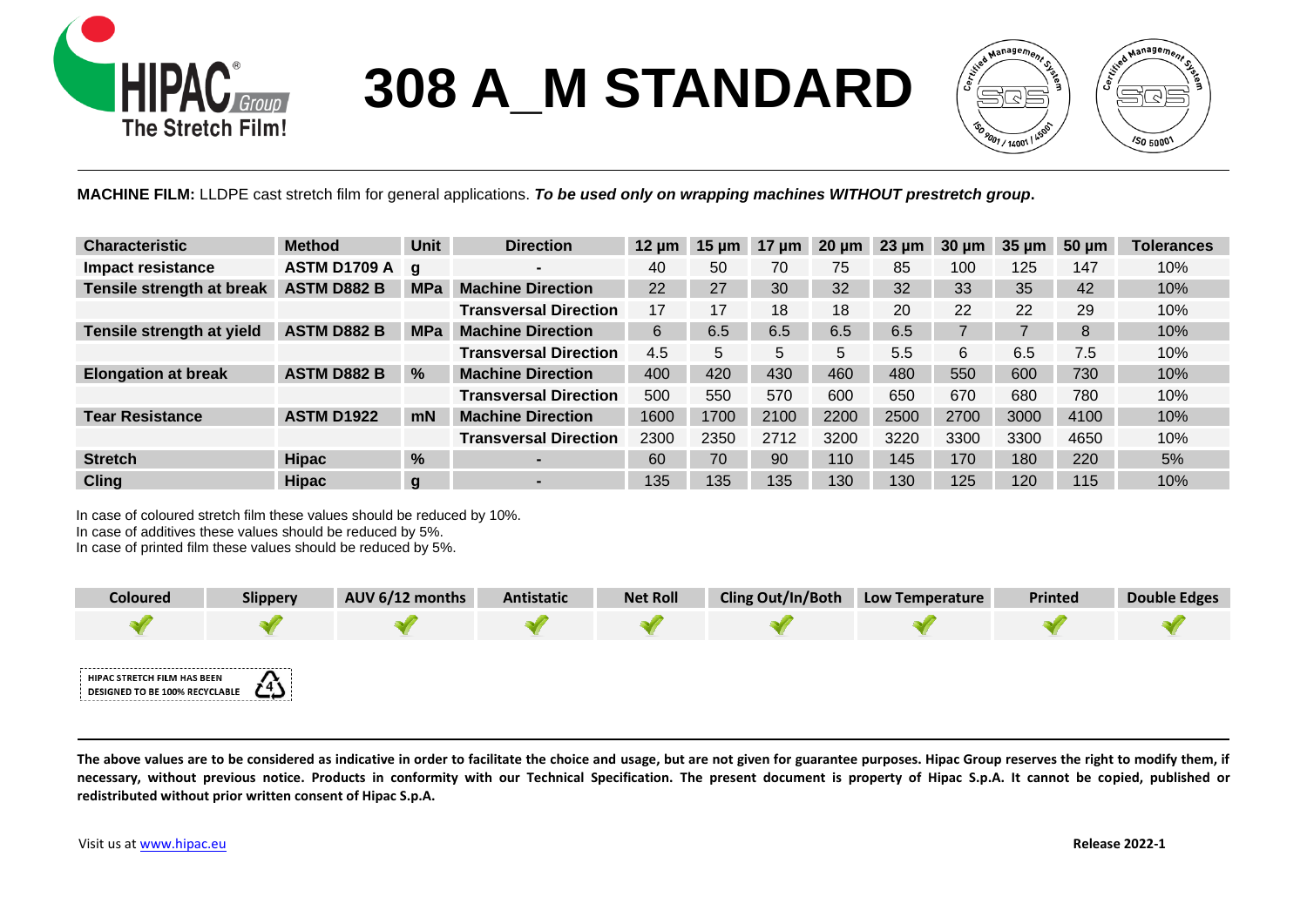# 308 A_M STANDARD

**MACHINE FILM:** LLDPE cast stretch film for general applications. ***To be used only on wrapping machines WITHOUT prestretch group*.**

| Characteristic | Method | Unit | Direction | 12 µm | 15 µm | 17 µm | 20 µm | 23 µm | 30 µm | 35 µm | 50 µm | Tolerances |
|---|---|---|---|---|---|---|---|---|---|---|---|---|
| **Impact resistance** | **ASTM D1709 A** | **g** | - | 40 | 50 | 70 | 75 | 85 | 100 | 125 | 147 | 10% |
| **Tensile strength at break** | **ASTM D882 B** | **MPa** | **Machine Direction** | 22 | 27 | 30 | 32 | 32 | 33 | 35 | 42 | 10% |
| | | | **Transversal Direction** | 17 | 17 | 18 | 18 | 20 | 22 | 22 | 29 | 10% |
| **Tensile strength at yield** | **ASTM D882 B** | **MPa** | **Machine Direction** | 6 | 6.5 | 6.5 | 6.5 | 6.5 | 7 | 7 | 8 | 10% |
| | | | **Transversal Direction** | 4.5 | 5 | 5 | 5 | 5.5 | 6 | 6.5 | 7.5 | 10% |
| **Elongation at break** | **ASTM D882 B** | **%** | **Machine Direction** | 400 | 420 | 430 | 460 | 480 | 550 | 600 | 730 | 10% |
| | | | **Transversal Direction** | 500 | 550 | 570 | 600 | 650 | 670 | 680 | 780 | 10% |
| **Tear Resistance** | **ASTM D1922** | **mN** | **Machine Direction** | 1600 | 1700 | 2100 | 2200 | 2500 | 2700 | 3000 | 4100 | 10% |
| | | | **Transversal Direction** | 2300 | 2350 | 2712 | 3200 | 3220 | 3300 | 3300 | 4650 | 10% |
| **Stretch** | **Hipac** | **%** | - | 60 | 70 | 90 | 110 | 145 | 170 | 180 | 220 | 5% |
| **Cling** | **Hipac** | **g** | - | 135 | 135 | 135 | 130 | 130 | 125 | 120 | 115 | 10% |

In case of coloured stretch film these values should be reduced by 10%.
In case of additives these values should be reduced by 5%.
In case of printed film these values should be reduced by 5%.

| Coloured | Slippery | AUV 6/12 months | Antistatic | Net Roll | Cling Out/In/Both | Low Temperature | Printed | Double Edges |
|---|---|---|---|---|---|---|---|---|
| ✓ | ✓ | ✓ | ✓ | ✓ | ✓ | ✓ | ✓ | ✓ |

HIPAC STRETCH FILM HAS BEEN DESIGNED TO BE 100% RECYCLABLE

**The above values are to be considered as indicative in order to facilitate the choice and usage, but are not given for guarantee purposes. Hipac Group reserves the right to modify them, if necessary, without previous notice. Products in conformity with our Technical Specification. The present document is property of Hipac S.p.A. It cannot be copied, published or redistributed without prior written consent of Hipac S.p.A.**

Visit us at www.hipac.eu

**Release 2022-1**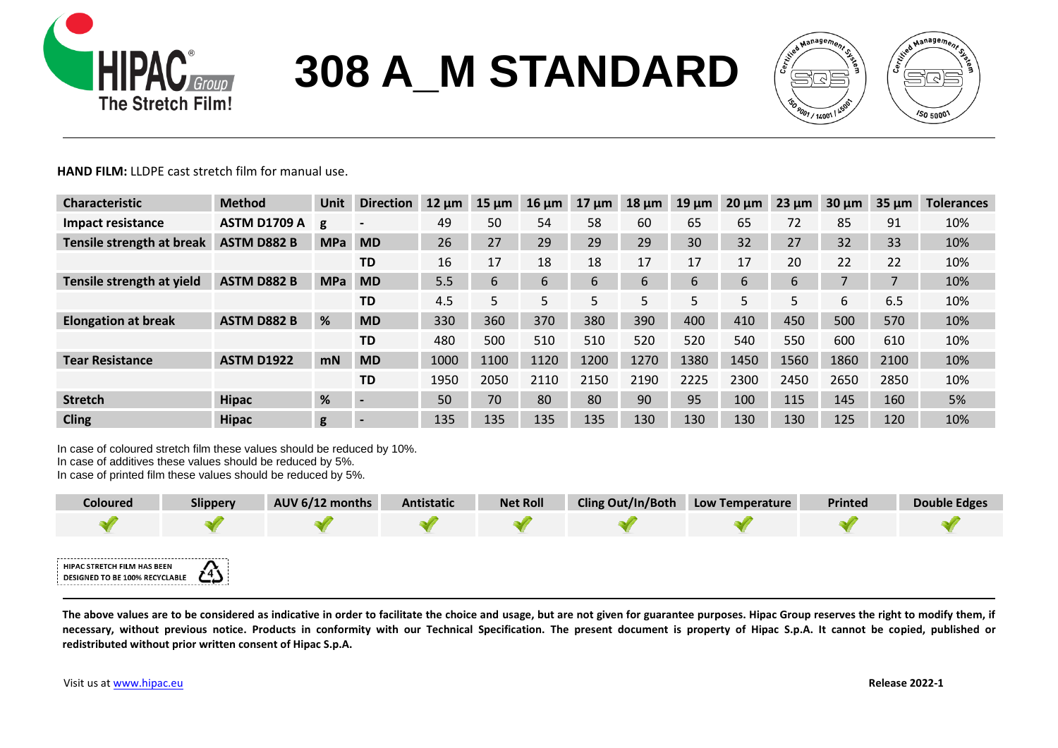# 308 A_M STANDARD

**HAND FILM:** LLDPE cast stretch film for manual use.

| Characteristic | Method | Unit | Direction | 12 µm | 15 µm | 16 µm | 17 µm | 18 µm | 19 µm | 20 µm | 23 µm | 30 µm | 35 µm | Tolerances |
|---|---|---|---|---|---|---|---|---|---|---|---|---|---|---|
| **Impact resistance** | **ASTM D1709 A** | **g** | - | 49 | 50 | 54 | 58 | 60 | 65 | 65 | 72 | 85 | 91 | 10% |
| **Tensile strength at break** | **ASTM D882 B** | **MPa** | **MD** | 26 | 27 | 29 | 29 | 29 | 30 | 32 | 27 | 32 | 33 | 10% |
| | | | **TD** | 16 | 17 | 18 | 18 | 17 | 17 | 17 | 20 | 22 | 22 | 10% |
| **Tensile strength at yield** | **ASTM D882 B** | **MPa** | **MD** | 5.5 | 6 | 6 | 6 | 6 | 6 | 6 | 6 | 7 | 7 | 10% |
| | | | **TD** | 4.5 | 5 | 5 | 5 | 5 | 5 | 5 | 5 | 6 | 6.5 | 10% |
| **Elongation at break** | **ASTM D882 B** | **%** | **MD** | 330 | 360 | 370 | 380 | 390 | 400 | 410 | 450 | 500 | 570 | 10% |
| | | | **TD** | 480 | 500 | 510 | 510 | 520 | 520 | 540 | 550 | 600 | 610 | 10% |
| **Tear Resistance** | **ASTM D1922** | **mN** | **MD** | 1000 | 1100 | 1120 | 1200 | 1270 | 1380 | 1450 | 1560 | 1860 | 2100 | 10% |
| | | | **TD** | 1950 | 2050 | 2110 | 2150 | 2190 | 2225 | 2300 | 2450 | 2650 | 2850 | 10% |
| **Stretch** | **Hipac** | **%** | - | 50 | 70 | 80 | 80 | 90 | 95 | 100 | 115 | 145 | 160 | 5% |
| **Cling** | **Hipac** | **g** | - | 135 | 135 | 135 | 135 | 130 | 130 | 130 | 130 | 125 | 120 | 10% |

In case of coloured stretch film these values should be reduced by 10%.
In case of additives these values should be reduced by 5%.
In case of printed film these values should be reduced by 5%.

| Coloured | Slippery | AUV 6/12 months | Antistatic | Net Roll | Cling Out/In/Both | Low Temperature | Printed | Double Edges |
|---|---|---|---|---|---|---|---|---|
| ✓ | ✓ | ✓ | ✓ | ✓ | ✓ | ✓ | ✓ | ✓ |

HIPAC STRETCH FILM HAS BEEN DESIGNED TO BE 100% RECYCLABLE

**The above values are to be considered as indicative in order to facilitate the choice and usage, but are not given for guarantee purposes. Hipac Group reserves the right to modify them, if necessary, without previous notice. Products in conformity with our Technical Specification. The present document is property of Hipac S.p.A. It cannot be copied, published or redistributed without prior written consent of Hipac S.p.A.**

Visit us at www.hipac.eu

**Release 2022-1**